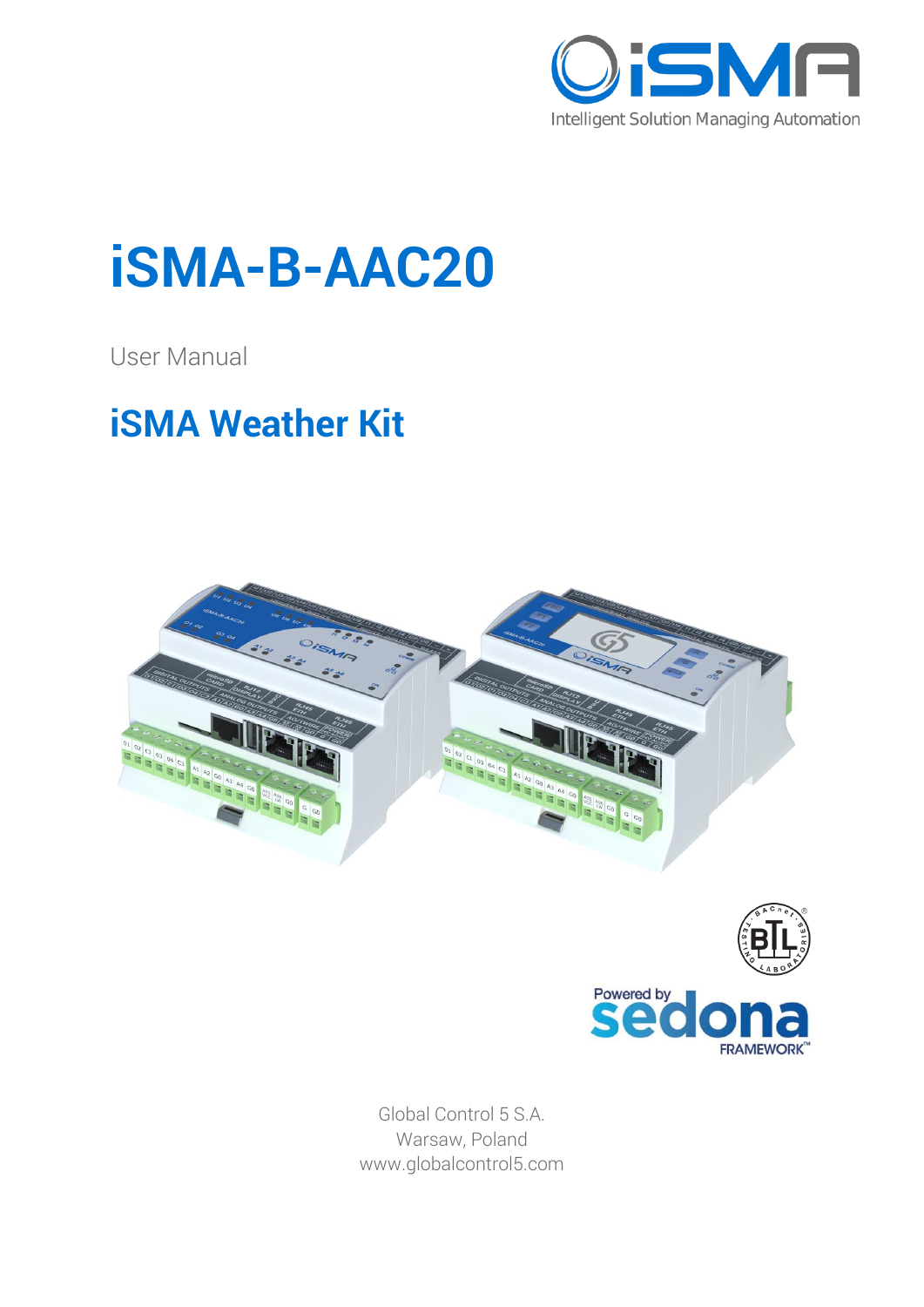# iSMA-B-AAC20

User Manual

## iSMA Weather Kit

Global Control 5 S.A.
Warsaw, Poland
www.globalcontrol5.com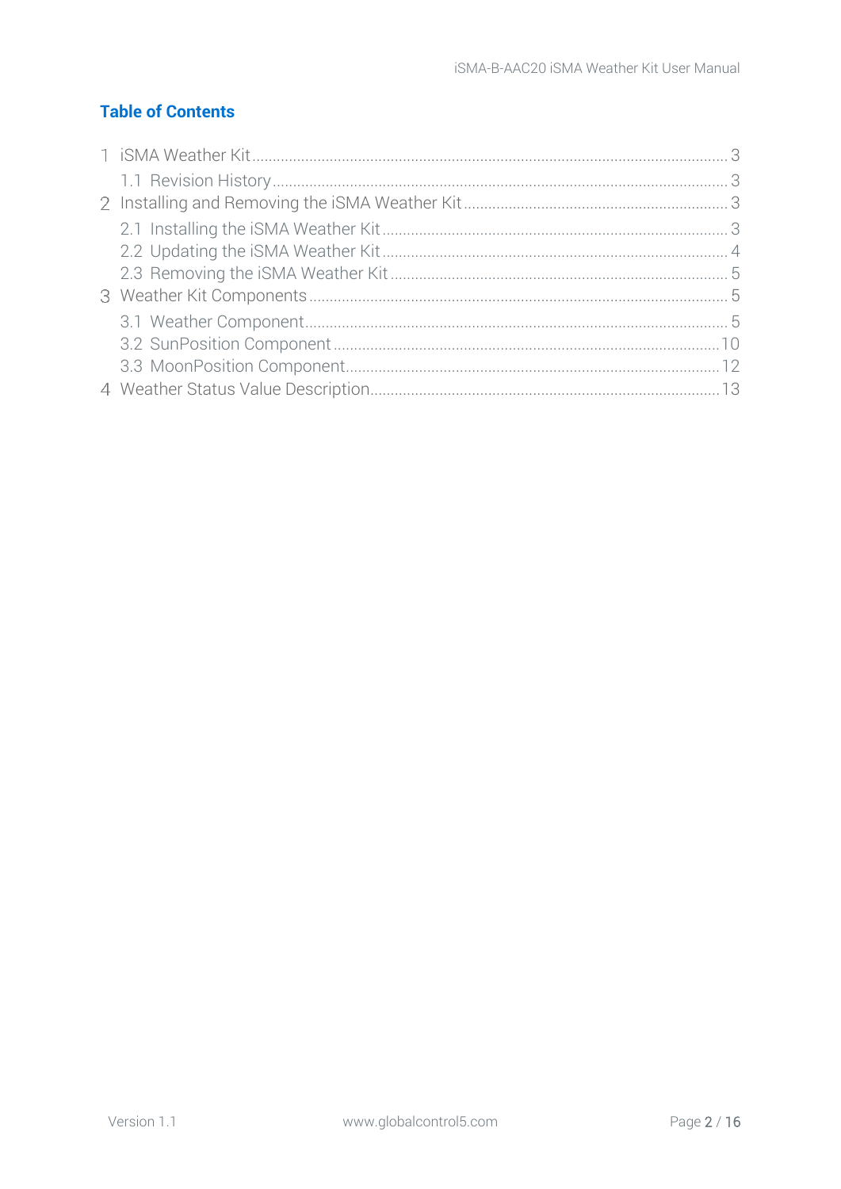## Table of Contents

1 iSMA Weather Kit ........................................................................................................ 3
 1.1 Revision History ..................................................................................................... 3
2 Installing and Removing the iSMA Weather Kit .............................................................. 3
 2.1 Installing the iSMA Weather Kit ................................................................................ 3
 2.2 Updating the iSMA Weather Kit ................................................................................ 4
 2.3 Removing the iSMA Weather Kit .............................................................................. 5
3 Weather Kit Components ............................................................................................. 5
 3.1 Weather Component ................................................................................................ 5
 3.2 SunPosition Component ......................................................................................... 10
 3.3 MoonPosition Component ....................................................................................... 12
4 Weather Status Value Description ................................................................................. 13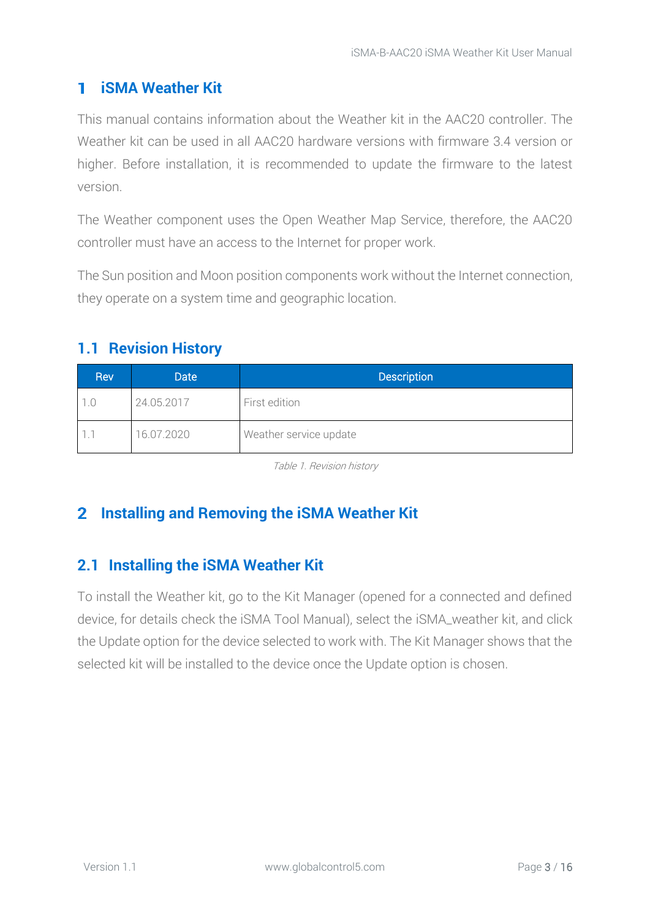# 1 iSMA Weather Kit

This manual contains information about the Weather kit in the AAC20 controller. The Weather kit can be used in all AAC20 hardware versions with firmware 3.4 version or higher. Before installation, it is recommended to update the firmware to the latest version.

The Weather component uses the Open Weather Map Service, therefore, the AAC20 controller must have an access to the Internet for proper work.

The Sun position and Moon position components work without the Internet connection, they operate on a system time and geographic location.

## 1.1 Revision History

| Rev | Date | Description |
|---|---|---|
| 1.0 | 24.05.2017 | First edition |
| 1.1 | 16.07.2020 | Weather service update |

*Table 1. Revision history*

# 2 Installing and Removing the iSMA Weather Kit

## 2.1 Installing the iSMA Weather Kit

To install the Weather kit, go to the Kit Manager (opened for a connected and defined device, for details check the iSMA Tool Manual), select the iSMA_weather kit, and click the Update option for the device selected to work with. The Kit Manager shows that the selected kit will be installed to the device once the Update option is chosen.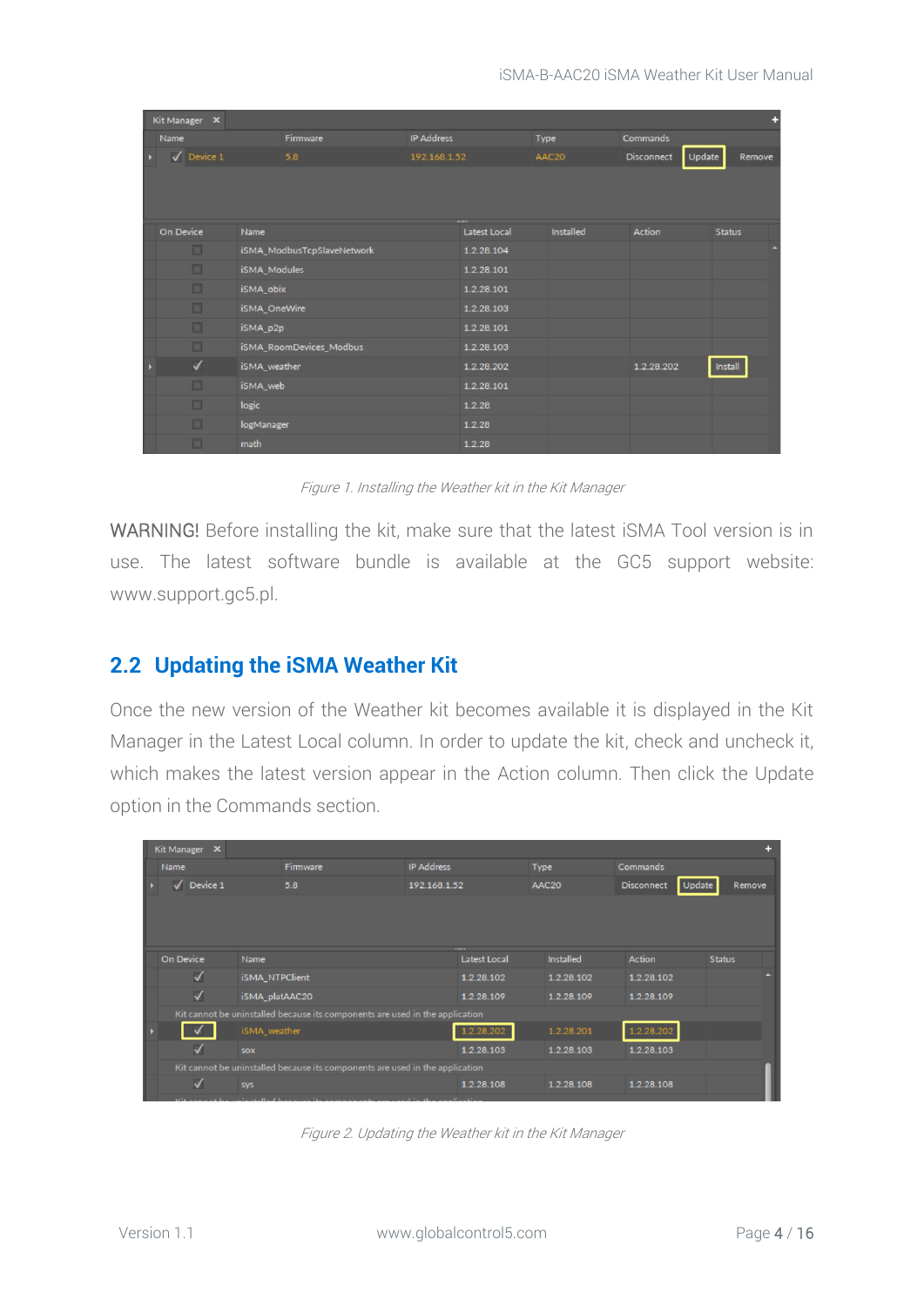*Figure 1. Installing the Weather kit in the Kit Manager*

WARNING! Before installing the kit, make sure that the latest iSMA Tool version is in use. The latest software bundle is available at the GC5 support website: www.support.gc5.pl.

## 2.2 Updating the iSMA Weather Kit

Once the new version of the Weather kit becomes available it is displayed in the Kit Manager in the Latest Local column. In order to update the kit, check and uncheck it, which makes the latest version appear in the Action column. Then click the Update option in the Commands section.

*Figure 2. Updating the Weather kit in the Kit Manager*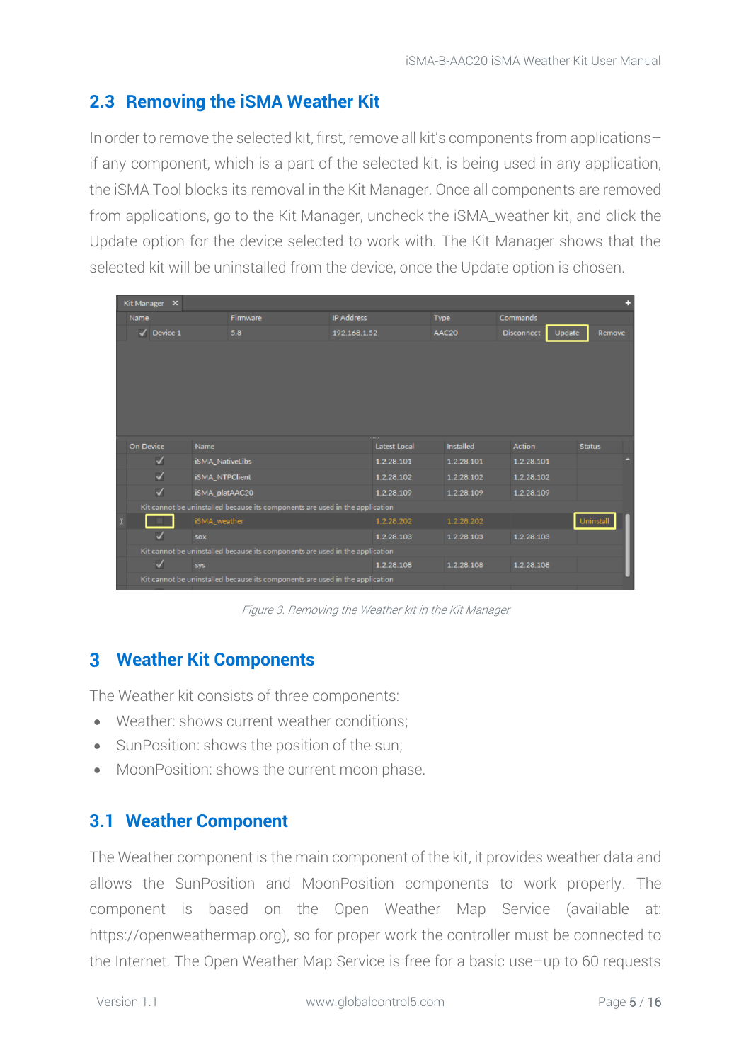## 2.3 Removing the iSMA Weather Kit

In order to remove the selected kit, first, remove all kit's components from applications– if any component, which is a part of the selected kit, is being used in any application, the iSMA Tool blocks its removal in the Kit Manager. Once all components are removed from applications, go to the Kit Manager, uncheck the iSMA_weather kit, and click the Update option for the device selected to work with. The Kit Manager shows that the selected kit will be uninstalled from the device, once the Update option is chosen.

*Figure 3. Removing the Weather kit in the Kit Manager*

# 3 Weather Kit Components

The Weather kit consists of three components:

- Weather: shows current weather conditions;
- SunPosition: shows the position of the sun;
- MoonPosition: shows the current moon phase.

## 3.1 Weather Component

The Weather component is the main component of the kit, it provides weather data and allows the SunPosition and MoonPosition components to work properly. The component is based on the Open Weather Map Service (available at: https://openweathermap.org), so for proper work the controller must be connected to the Internet. The Open Weather Map Service is free for a basic use–up to 60 requests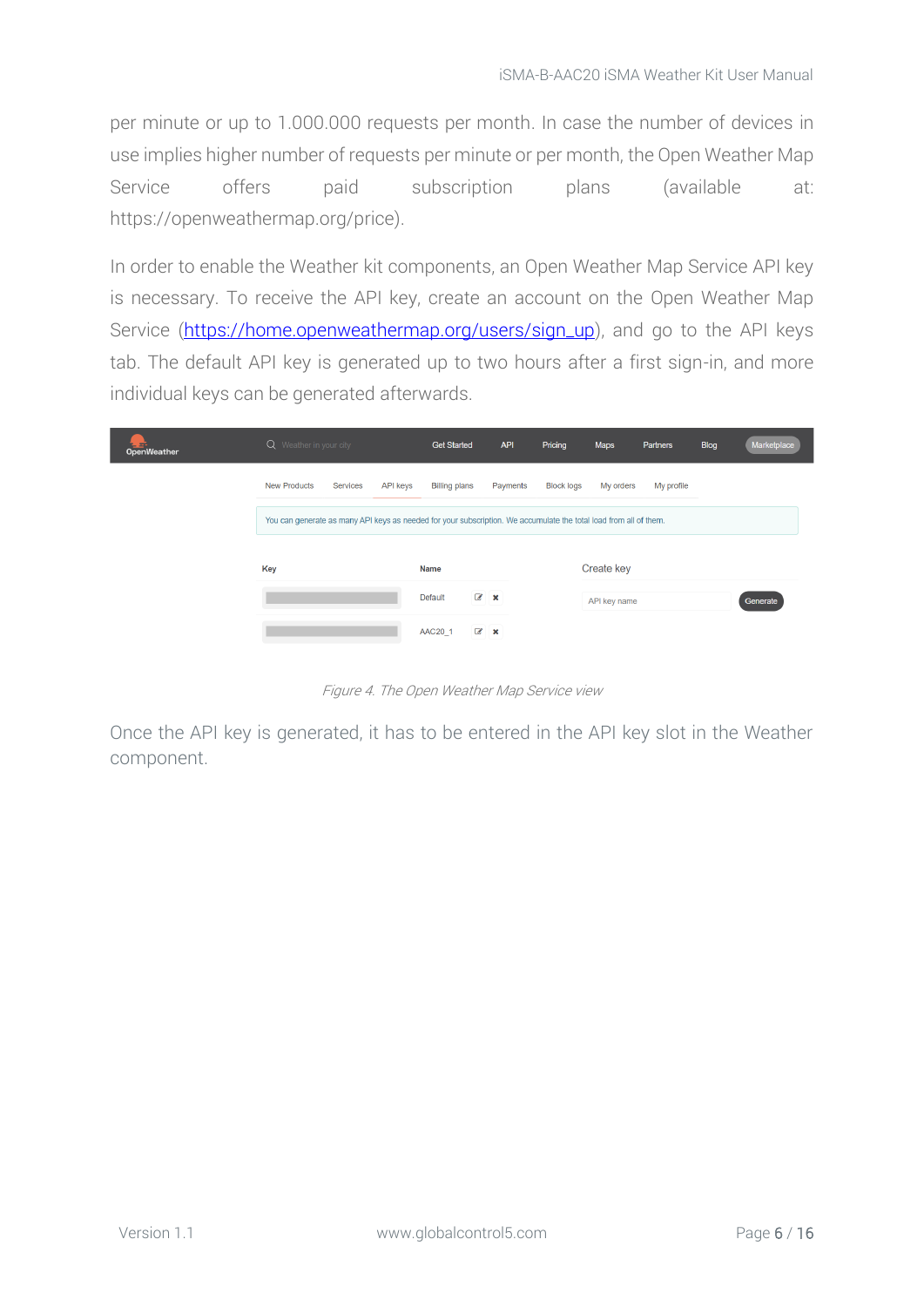per minute or up to 1.000.000 requests per month. In case the number of devices in use implies higher number of requests per minute or per month, the Open Weather Map Service offers paid subscription plans (available at: https://openweathermap.org/price).

In order to enable the Weather kit components, an Open Weather Map Service API key is necessary. To receive the API key, create an account on the Open Weather Map Service (https://home.openweathermap.org/users/sign_up), and go to the API keys tab. The default API key is generated up to two hours after a first sign-in, and more individual keys can be generated afterwards.

*Figure 4. The Open Weather Map Service view*

Once the API key is generated, it has to be entered in the API key slot in the Weather component.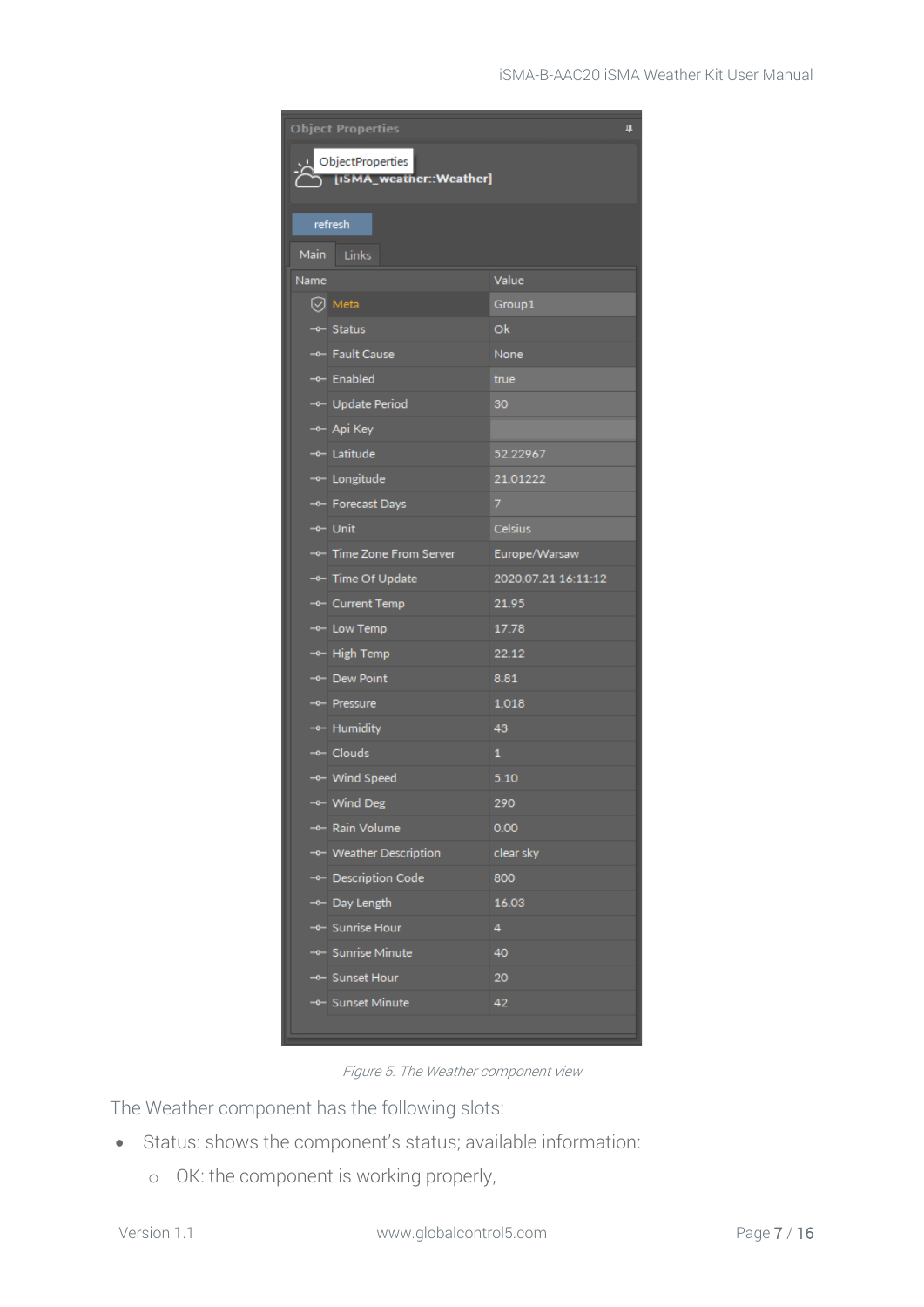Object Properties

ObjectProperties
[iSMA_weather::Weather]

refresh

Main | Links

| Name | Value |
| --- | --- |
| Meta | Group1 |
| Status | Ok |
| Fault Cause | None |
| Enabled | true |
| Update Period | 30 |
| Api Key | |
| Latitude | 52.22967 |
| Longitude | 21.01222 |
| Forecast Days | 7 |
| Unit | Celsius |
| Time Zone From Server | Europe/Warsaw |
| Time Of Update | 2020.07.21 16:11:12 |
| Current Temp | 21.95 |
| Low Temp | 17.78 |
| High Temp | 22.12 |
| Dew Point | 8.81 |
| Pressure | 1,018 |
| Humidity | 43 |
| Clouds | 1 |
| Wind Speed | 5.10 |
| Wind Deg | 290 |
| Rain Volume | 0.00 |
| Weather Description | clear sky |
| Description Code | 800 |
| Day Length | 16.03 |
| Sunrise Hour | 4 |
| Sunrise Minute | 40 |
| Sunset Hour | 20 |
| Sunset Minute | 42 |

*Figure 5. The Weather component view*

The Weather component has the following slots:

- Status: shows the component's status; available information:
    - OK: the component is working properly,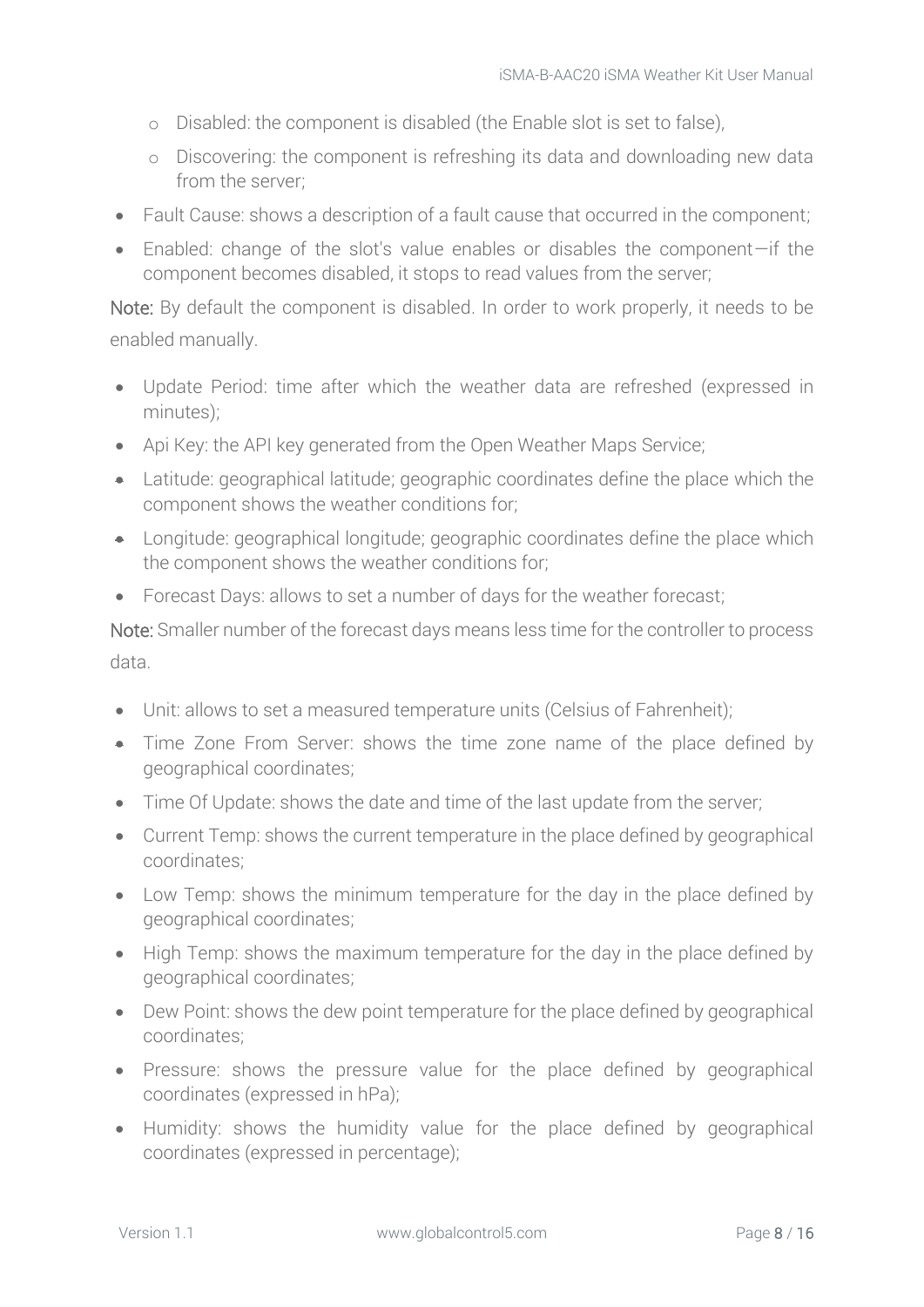- Disabled: the component is disabled (the Enable slot is set to false),
  - Discovering: the component is refreshing its data and downloading new data from the server;
- Fault Cause: shows a description of a fault cause that occurred in the component;
- Enabled: change of the slot's value enables or disables the component—if the component becomes disabled, it stops to read values from the server;

**Note:** By default the component is disabled. In order to work properly, it needs to be enabled manually.

- Update Period: time after which the weather data are refreshed (expressed in minutes);
- Api Key: the API key generated from the Open Weather Maps Service;
- Latitude: geographical latitude; geographic coordinates define the place which the component shows the weather conditions for;
- Longitude: geographical longitude; geographic coordinates define the place which the component shows the weather conditions for;
- Forecast Days: allows to set a number of days for the weather forecast;

**Note:** Smaller number of the forecast days means less time for the controller to process data.

- Unit: allows to set a measured temperature units (Celsius of Fahrenheit);
- Time Zone From Server: shows the time zone name of the place defined by geographical coordinates;
- Time Of Update: shows the date and time of the last update from the server;
- Current Temp: shows the current temperature in the place defined by geographical coordinates;
- Low Temp: shows the minimum temperature for the day in the place defined by geographical coordinates;
- High Temp: shows the maximum temperature for the day in the place defined by geographical coordinates;
- Dew Point: shows the dew point temperature for the place defined by geographical coordinates;
- Pressure: shows the pressure value for the place defined by geographical coordinates (expressed in hPa);
- Humidity: shows the humidity value for the place defined by geographical coordinates (expressed in percentage);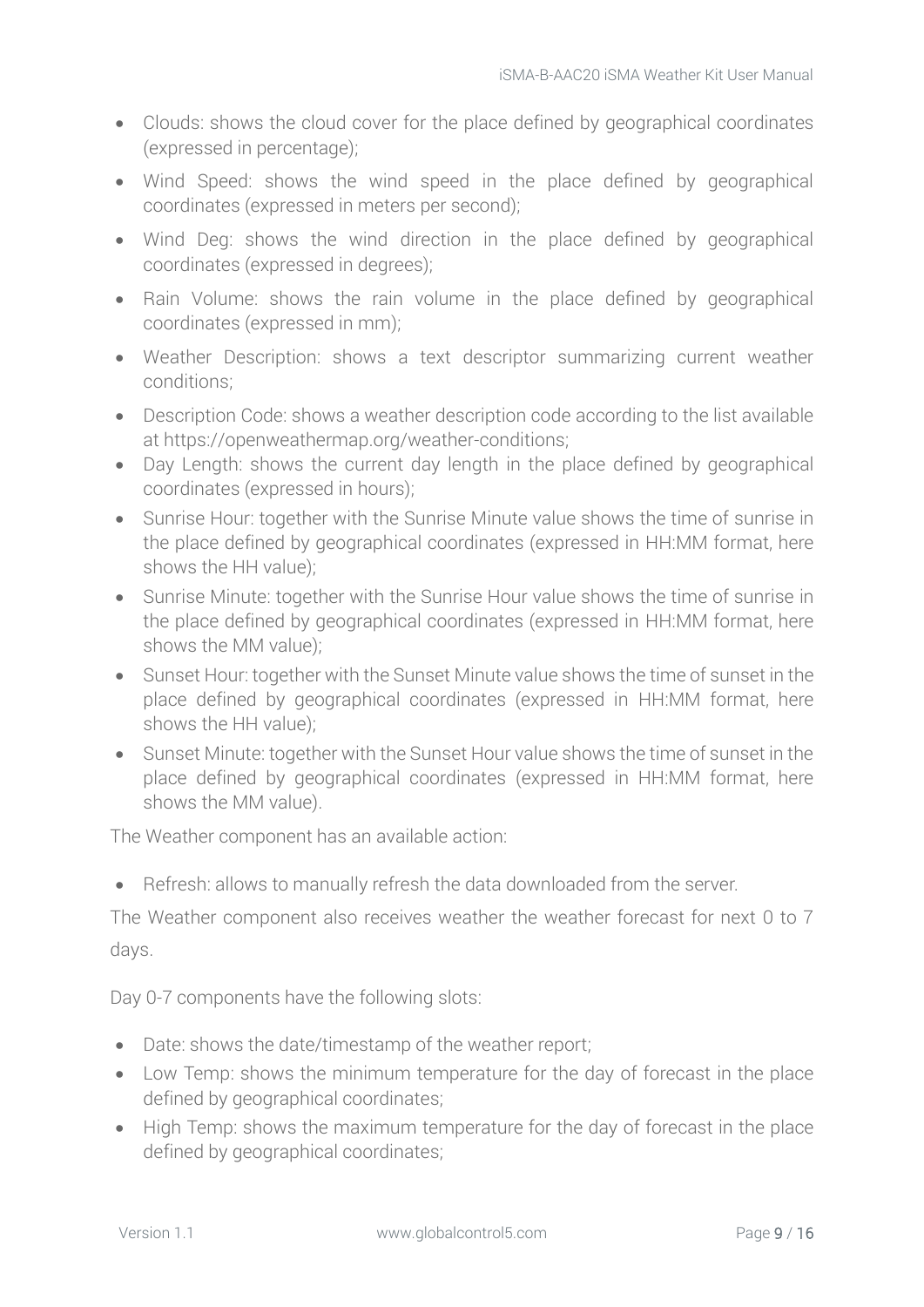- Clouds: shows the cloud cover for the place defined by geographical coordinates (expressed in percentage);
- Wind Speed: shows the wind speed in the place defined by geographical coordinates (expressed in meters per second);
- Wind Deg: shows the wind direction in the place defined by geographical coordinates (expressed in degrees);
- Rain Volume: shows the rain volume in the place defined by geographical coordinates (expressed in mm);
- Weather Description: shows a text descriptor summarizing current weather conditions;
- Description Code: shows a weather description code according to the list available at https://openweathermap.org/weather-conditions;
- Day Length: shows the current day length in the place defined by geographical coordinates (expressed in hours);
- Sunrise Hour: together with the Sunrise Minute value shows the time of sunrise in the place defined by geographical coordinates (expressed in HH:MM format, here shows the HH value);
- Sunrise Minute: together with the Sunrise Hour value shows the time of sunrise in the place defined by geographical coordinates (expressed in HH:MM format, here shows the MM value);
- Sunset Hour: together with the Sunset Minute value shows the time of sunset in the place defined by geographical coordinates (expressed in HH:MM format, here shows the HH value);
- Sunset Minute: together with the Sunset Hour value shows the time of sunset in the place defined by geographical coordinates (expressed in HH:MM format, here shows the MM value).

The Weather component has an available action:

- Refresh: allows to manually refresh the data downloaded from the server.

The Weather component also receives weather the weather forecast for next 0 to 7 days.

Day 0-7 components have the following slots:

- Date: shows the date/timestamp of the weather report;
- Low Temp: shows the minimum temperature for the day of forecast in the place defined by geographical coordinates;
- High Temp: shows the maximum temperature for the day of forecast in the place defined by geographical coordinates;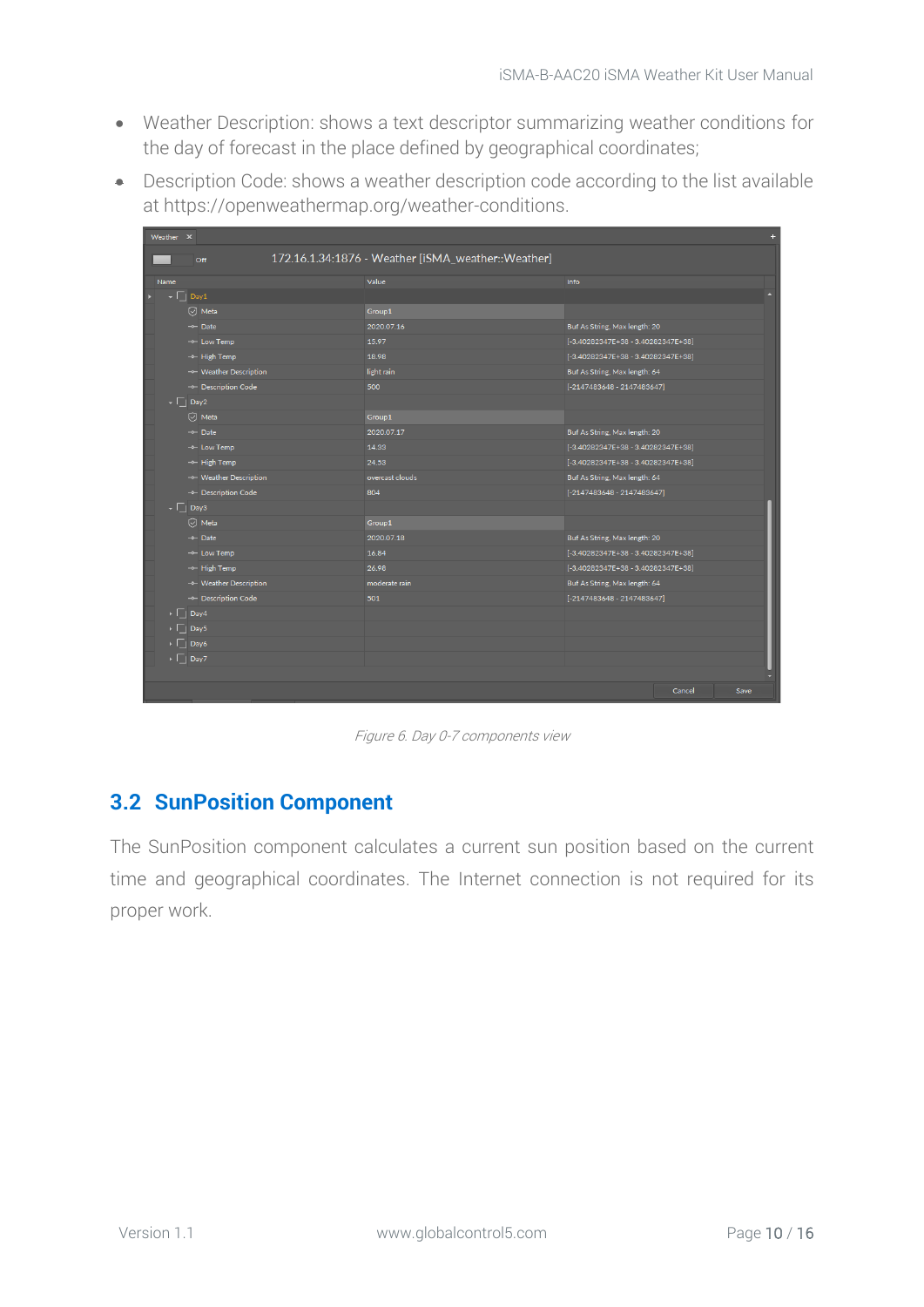- Weather Description: shows a text descriptor summarizing weather conditions for the day of forecast in the place defined by geographical coordinates;
- Description Code: shows a weather description code according to the list available at https://openweathermap.org/weather-conditions.

*Figure 6. Day 0-7 components view*

## 3.2 SunPosition Component

The SunPosition component calculates a current sun position based on the current time and geographical coordinates. The Internet connection is not required for its proper work.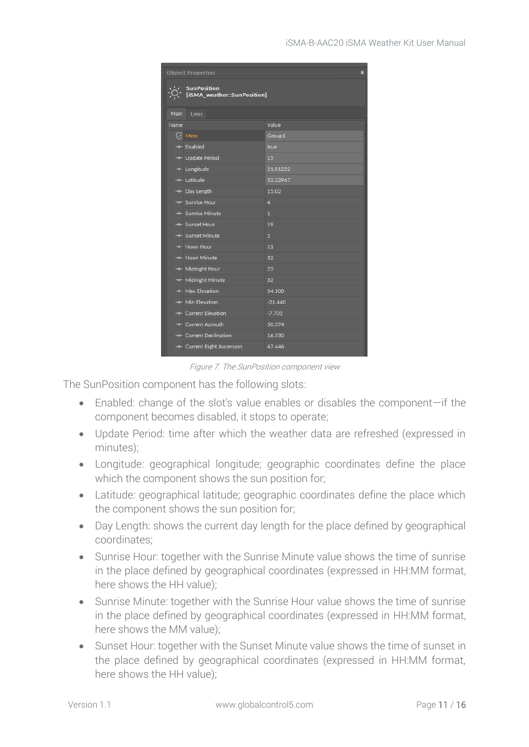| Name | Value |
|---|---|
| Meta | Group1 |
| Enabled | true |
| Update Period | 15 |
| Longitude | 21.01222 |
| Latitude | 52.22967 |
| Day Length | 15.02 |
| Sunrise Hour | 4 |
| Sunrise Minute | 1 |
| Sunset Hour | 19 |
| Sunset Minute | 2 |
| Noon Hour | 11 |
| Noon Minute | 32 |
| Midnight Hour | 23 |
| Midnight Minute | 32 |
| Max Elevation | 54.100 |
| Min Elevation | -21.440 |
| Current Elevation | -7.702 |
| Current Azimuth | 50.374 |
| Current Declination | 16.330 |
| Current Right Ascension | 47.446 |

*Figure 7. The SunPosition component view*

The SunPosition component has the following slots:

- Enabled: change of the slot's value enables or disables the component—if the component becomes disabled, it stops to operate;
- Update Period: time after which the weather data are refreshed (expressed in minutes);
- Longitude: geographical longitude; geographic coordinates define the place which the component shows the sun position for;
- Latitude: geographical latitude; geographic coordinates define the place which the component shows the sun position for;
- Day Length: shows the current day length for the place defined by geographical coordinates;
- Sunrise Hour: together with the Sunrise Minute value shows the time of sunrise in the place defined by geographical coordinates (expressed in HH:MM format, here shows the HH value);
- Sunrise Minute: together with the Sunrise Hour value shows the time of sunrise in the place defined by geographical coordinates (expressed in HH:MM format, here shows the MM value);
- Sunset Hour: together with the Sunset Minute value shows the time of sunset in the place defined by geographical coordinates (expressed in HH:MM format, here shows the HH value);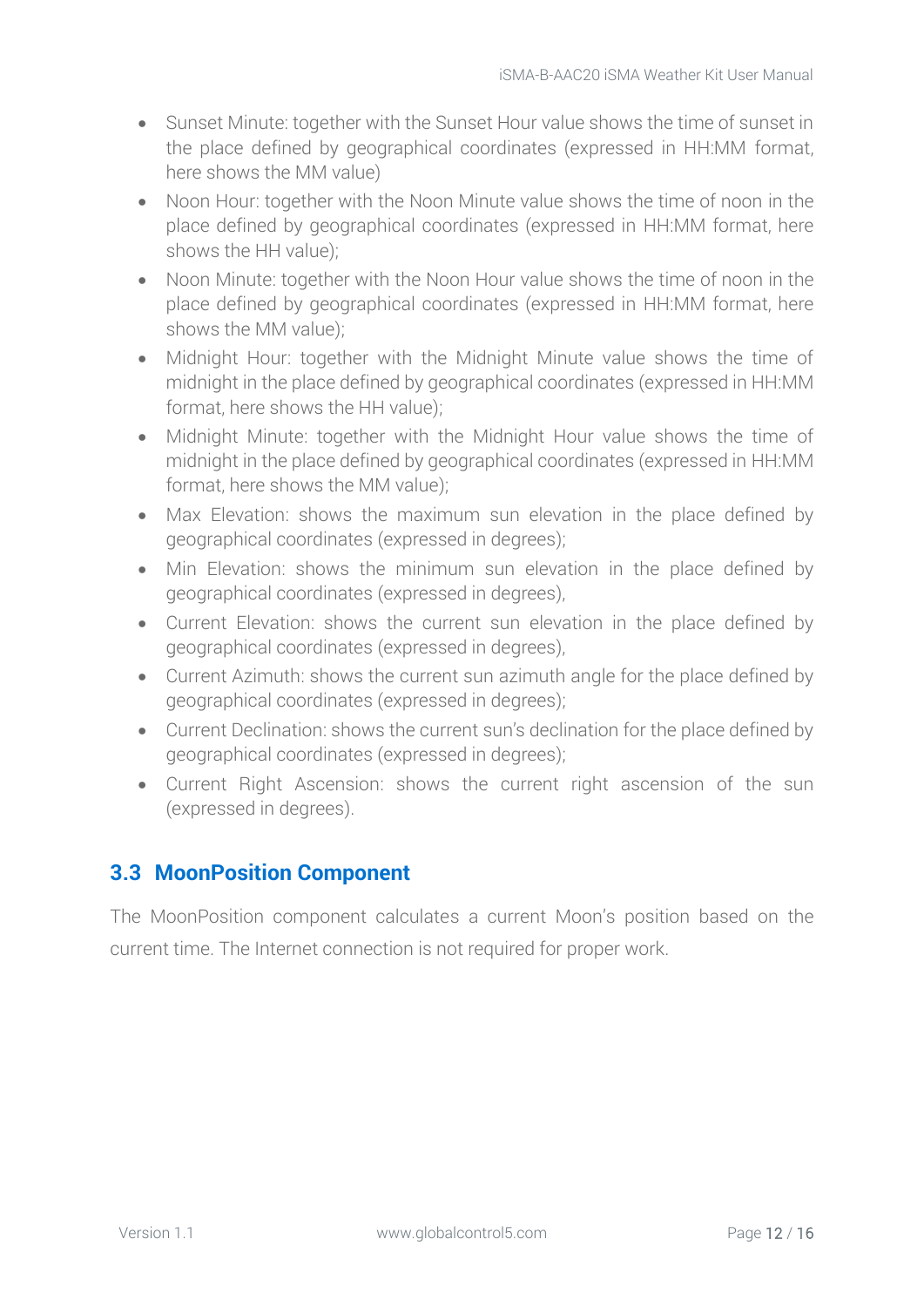- Sunset Minute: together with the Sunset Hour value shows the time of sunset in the place defined by geographical coordinates (expressed in HH:MM format, here shows the MM value)
- Noon Hour: together with the Noon Minute value shows the time of noon in the place defined by geographical coordinates (expressed in HH:MM format, here shows the HH value);
- Noon Minute: together with the Noon Hour value shows the time of noon in the place defined by geographical coordinates (expressed in HH:MM format, here shows the MM value);
- Midnight Hour: together with the Midnight Minute value shows the time of midnight in the place defined by geographical coordinates (expressed in HH:MM format, here shows the HH value);
- Midnight Minute: together with the Midnight Hour value shows the time of midnight in the place defined by geographical coordinates (expressed in HH:MM format, here shows the MM value);
- Max Elevation: shows the maximum sun elevation in the place defined by geographical coordinates (expressed in degrees);
- Min Elevation: shows the minimum sun elevation in the place defined by geographical coordinates (expressed in degrees),
- Current Elevation: shows the current sun elevation in the place defined by geographical coordinates (expressed in degrees),
- Current Azimuth: shows the current sun azimuth angle for the place defined by geographical coordinates (expressed in degrees);
- Current Declination: shows the current sun's declination for the place defined by geographical coordinates (expressed in degrees);
- Current Right Ascension: shows the current right ascension of the sun (expressed in degrees).

## 3.3 MoonPosition Component

The MoonPosition component calculates a current Moon's position based on the current time. The Internet connection is not required for proper work.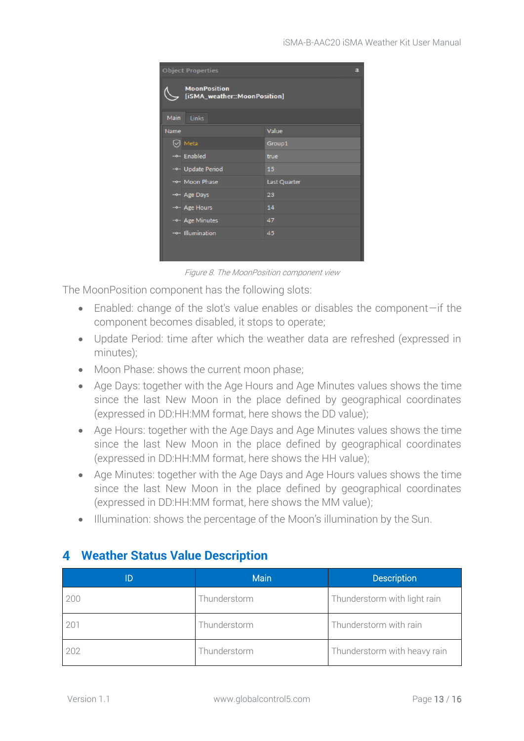Figure 8. The MoonPosition component view

The MoonPosition component has the following slots:

- Enabled: change of the slot's value enables or disables the component—if the component becomes disabled, it stops to operate;
- Update Period: time after which the weather data are refreshed (expressed in minutes);
- Moon Phase: shows the current moon phase;
- Age Days: together with the Age Hours and Age Minutes values shows the time since the last New Moon in the place defined by geographical coordinates (expressed in DD:HH:MM format, here shows the DD value);
- Age Hours: together with the Age Days and Age Minutes values shows the time since the last New Moon in the place defined by geographical coordinates (expressed in DD:HH:MM format, here shows the HH value);
- Age Minutes: together with the Age Days and Age Hours values shows the time since the last New Moon in the place defined by geographical coordinates (expressed in DD:HH:MM format, here shows the MM value);
- Illumination: shows the percentage of the Moon's illumination by the Sun.

# 4 Weather Status Value Description

| ID | Main | Description |
|---|---|---|
| 200 | Thunderstorm | Thunderstorm with light rain |
| 201 | Thunderstorm | Thunderstorm with rain |
| 202 | Thunderstorm | Thunderstorm with heavy rain |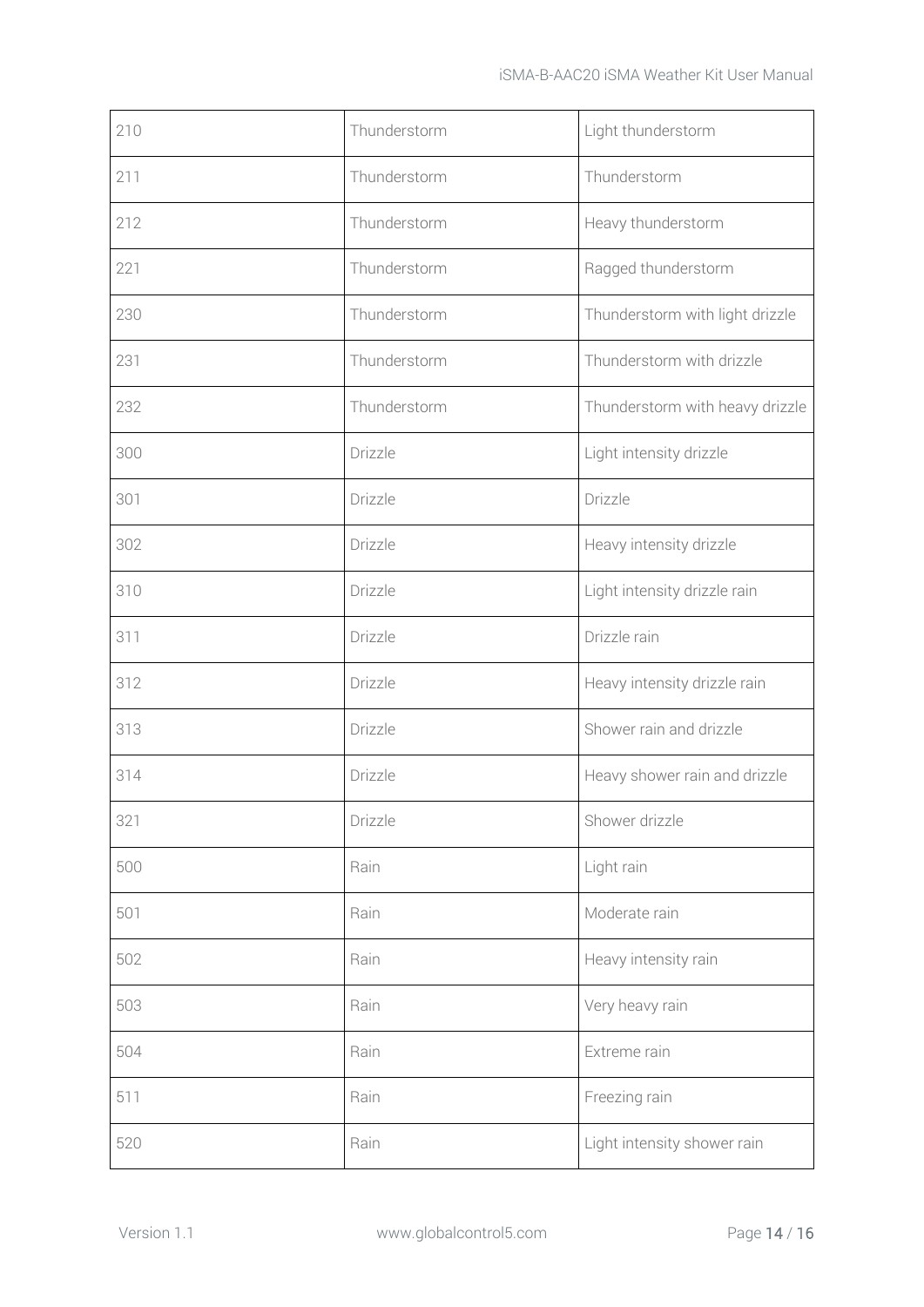| 210 | Thunderstorm | Light thunderstorm |
|---|---|---|
| 211 | Thunderstorm | Thunderstorm |
| 212 | Thunderstorm | Heavy thunderstorm |
| 221 | Thunderstorm | Ragged thunderstorm |
| 230 | Thunderstorm | Thunderstorm with light drizzle |
| 231 | Thunderstorm | Thunderstorm with drizzle |
| 232 | Thunderstorm | Thunderstorm with heavy drizzle |
| 300 | Drizzle | Light intensity drizzle |
| 301 | Drizzle | Drizzle |
| 302 | Drizzle | Heavy intensity drizzle |
| 310 | Drizzle | Light intensity drizzle rain |
| 311 | Drizzle | Drizzle rain |
| 312 | Drizzle | Heavy intensity drizzle rain |
| 313 | Drizzle | Shower rain and drizzle |
| 314 | Drizzle | Heavy shower rain and drizzle |
| 321 | Drizzle | Shower drizzle |
| 500 | Rain | Light rain |
| 501 | Rain | Moderate rain |
| 502 | Rain | Heavy intensity rain |
| 503 | Rain | Very heavy rain |
| 504 | Rain | Extreme rain |
| 511 | Rain | Freezing rain |
| 520 | Rain | Light intensity shower rain |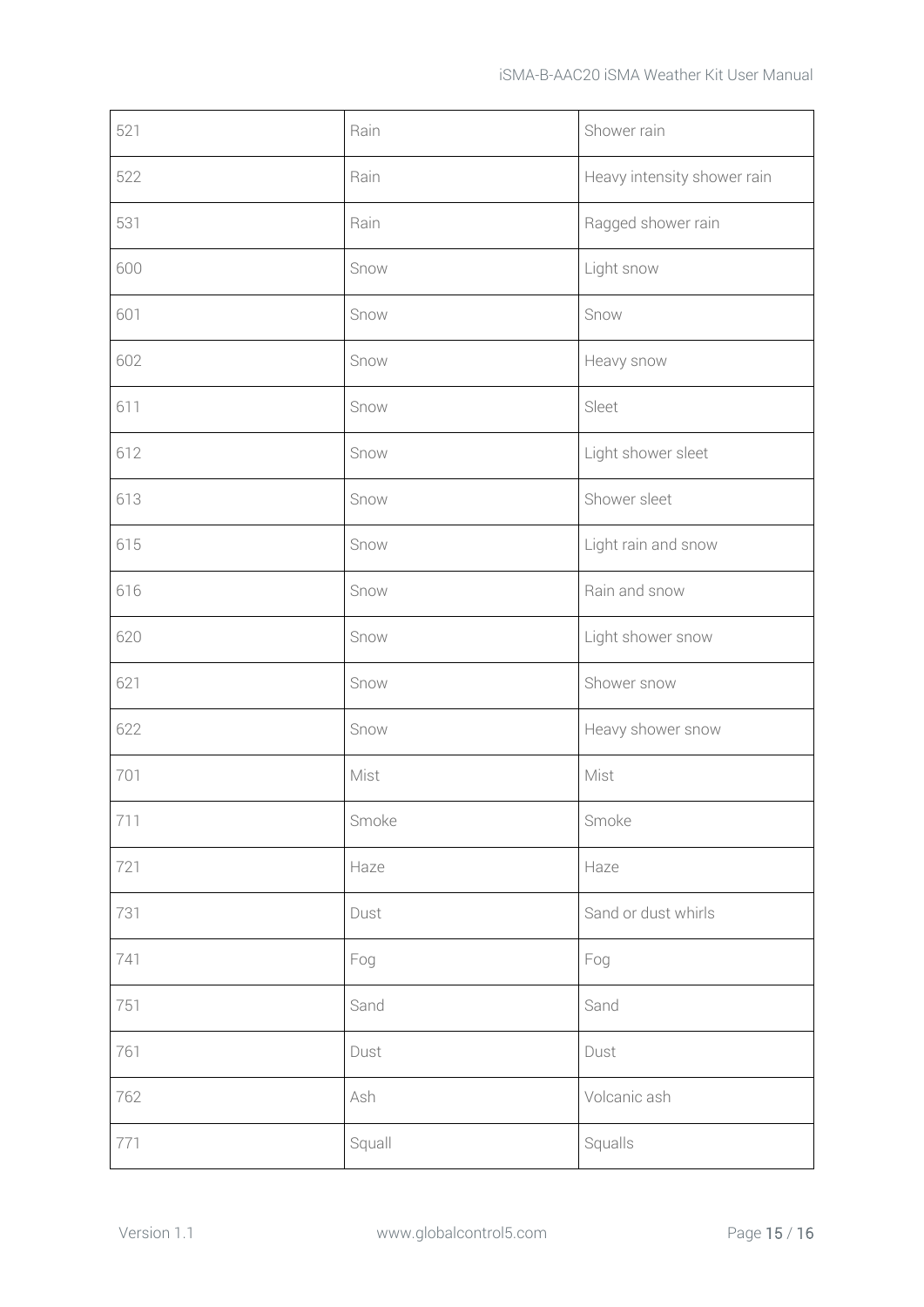| 521 | Rain | Shower rain |
|---|---|---|
| 522 | Rain | Heavy intensity shower rain |
| 531 | Rain | Ragged shower rain |
| 600 | Snow | Light snow |
| 601 | Snow | Snow |
| 602 | Snow | Heavy snow |
| 611 | Snow | Sleet |
| 612 | Snow | Light shower sleet |
| 613 | Snow | Shower sleet |
| 615 | Snow | Light rain and snow |
| 616 | Snow | Rain and snow |
| 620 | Snow | Light shower snow |
| 621 | Snow | Shower snow |
| 622 | Snow | Heavy shower snow |
| 701 | Mist | Mist |
| 711 | Smoke | Smoke |
| 721 | Haze | Haze |
| 731 | Dust | Sand or dust whirls |
| 741 | Fog | Fog |
| 751 | Sand | Sand |
| 761 | Dust | Dust |
| 762 | Ash | Volcanic ash |
| 771 | Squall | Squalls |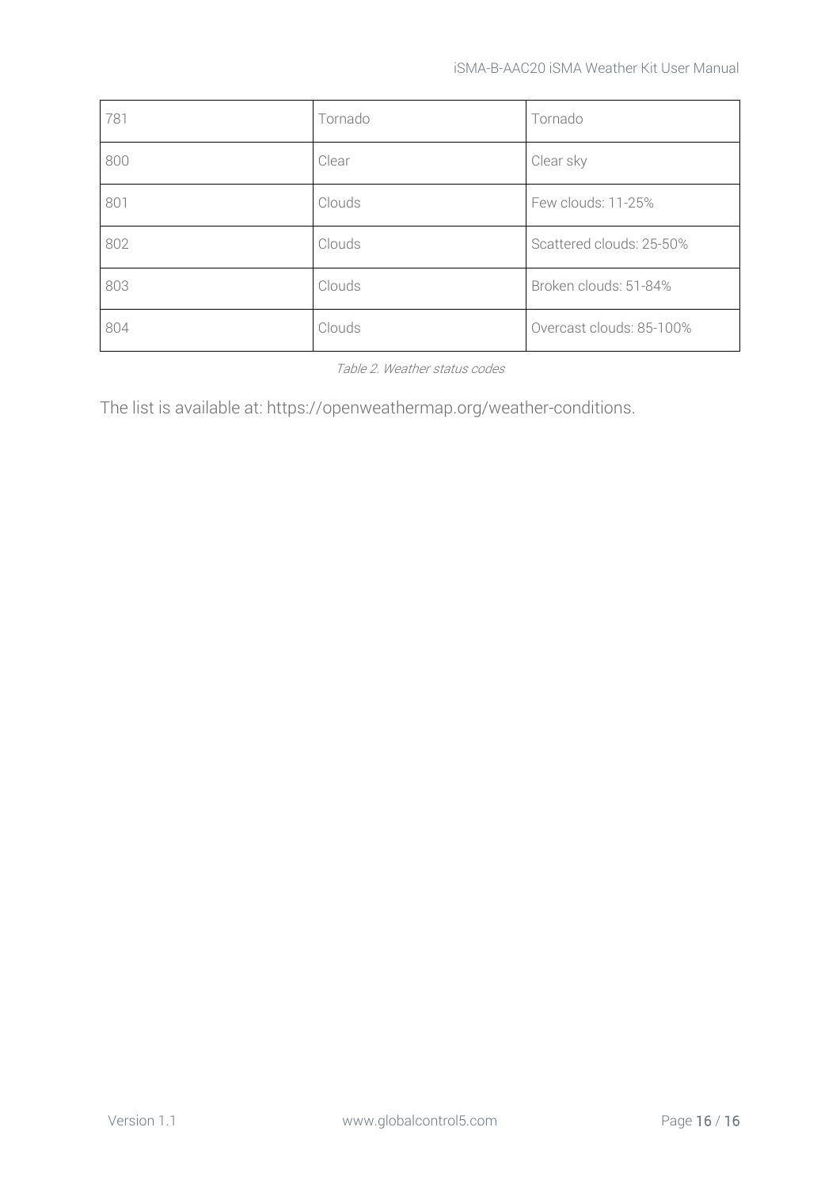| 781 | Tornado | Tornado |
| --- | --- | --- |
| 800 | Clear | Clear sky |
| 801 | Clouds | Few clouds: 11-25% |
| 802 | Clouds | Scattered clouds: 25-50% |
| 803 | Clouds | Broken clouds: 51-84% |
| 804 | Clouds | Overcast clouds: 85-100% |

*Table 2. Weather status codes*

The list is available at: https://openweathermap.org/weather-conditions.